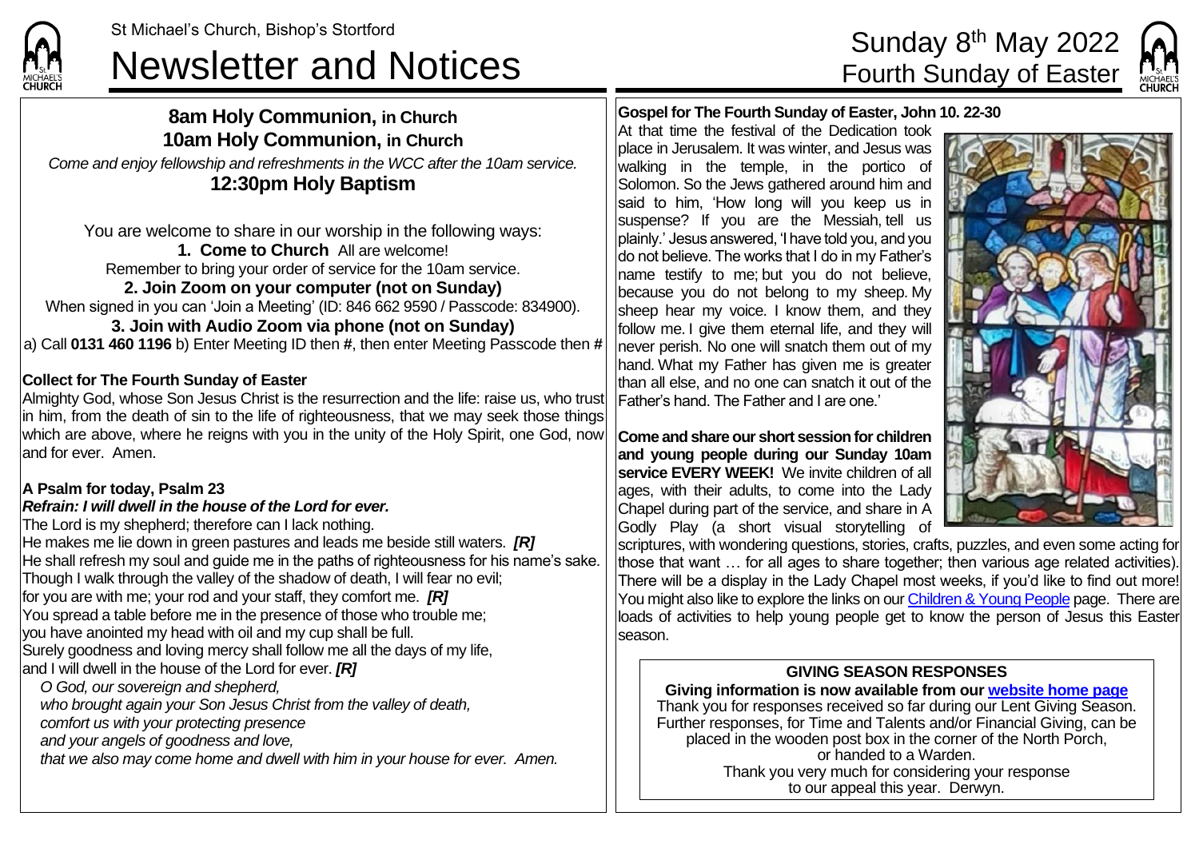St Michael's Church, Bishop's Stortford

# Newsletter and Notices

Sunday 8th May 2022
Fourth Sunday of Easter

## 8am Holy Communion, in Church
## 10am Holy Communion, in Church

*Come and enjoy fellowship and refreshments in the WCC after the 10am service.*

## 12:30pm Holy Baptism

You are welcome to share in our worship in the following ways:

**1. Come to Church** All are welcome!
Remember to bring your order of service for the 10am service.

**2. Join Zoom on your computer (not on Sunday)**
When signed in you can 'Join a Meeting' (ID: 846 662 9590 / Passcode: 834900).

**3. Join with Audio Zoom via phone (not on Sunday)**
a) Call **0131 460 1196** b) Enter Meeting ID then **#**, then enter Meeting Passcode then **#**

**Collect for The Fourth Sunday of Easter**

Almighty God, whose Son Jesus Christ is the resurrection and the life: raise us, who trust in him, from the death of sin to the life of righteousness, that we may seek those things which are above, where he reigns with you in the unity of the Holy Spirit, one God, now and for ever. Amen.

**A Psalm for today, Psalm 23**

***Refrain: I will dwell in the house of the Lord for ever.***

The Lord is my shepherd; therefore can I lack nothing.
He makes me lie down in green pastures and leads me beside still waters. ***[R]***
He shall refresh my soul and guide me in the paths of righteousness for his name's sake.
Though I walk through the valley of the shadow of death, I will fear no evil;
for you are with me; your rod and your staff, they comfort me. ***[R]***
You spread a table before me in the presence of those who trouble me;
you have anointed my head with oil and my cup shall be full.
Surely goodness and loving mercy shall follow me all the days of my life,
and I will dwell in the house of the Lord for ever. ***[R]***

*O God, our sovereign and shepherd,*
*who brought again your Son Jesus Christ from the valley of death,*
*comfort us with your protecting presence*
*and your angels of goodness and love,*
*that we also may come home and dwell with him in your house for ever. Amen.*

**Gospel for The Fourth Sunday of Easter, John 10. 22-30**

At that time the festival of the Dedication took place in Jerusalem. It was winter, and Jesus was walking in the temple, in the portico of Solomon. So the Jews gathered around him and said to him, 'How long will you keep us in suspense? If you are the Messiah, tell us plainly.' Jesus answered, 'I have told you, and you do not believe. The works that I do in my Father's name testify to me; but you do not believe, because you do not belong to my sheep. My sheep hear my voice. I know them, and they follow me. I give them eternal life, and they will never perish. No one will snatch them out of my hand. What my Father has given me is greater than all else, and no one can snatch it out of the Father's hand. The Father and I are one.'

**Come and share our short session for children and young people during our Sunday 10am service EVERY WEEK!** We invite children of all ages, with their adults, to come into the Lady Chapel during part of the service, and share in A Godly Play (a short visual storytelling of scriptures, with wondering questions, stories, crafts, puzzles, and even some acting for those that want … for all ages to share together; then various age related activities). There will be a display in the Lady Chapel most weeks, if you'd like to find out more! You might also like to explore the links on our Children & Young People page. There are loads of activities to help young people get to know the person of Jesus this Easter season.

**GIVING SEASON RESPONSES**

**Giving information is now available from our website home page**

Thank you for responses received so far during our Lent Giving Season. Further responses, for Time and Talents and/or Financial Giving, can be placed in the wooden post box in the corner of the North Porch, or handed to a Warden.
Thank you very much for considering your response to our appeal this year. Derwyn.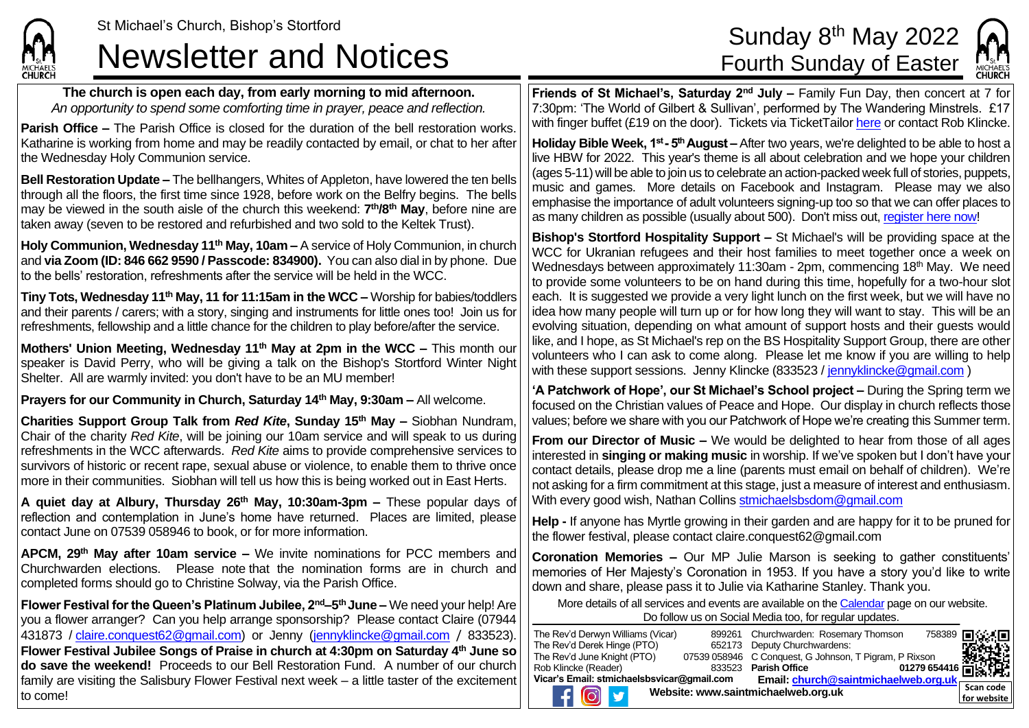St Michael's Church, Bishop's Stortford

# Newsletter and Notices

## Sunday 8th May 2022
## Fourth Sunday of Easter

**The church is open each day, from early morning to mid afternoon.**
*An opportunity to spend some comforting time in prayer, peace and reflection.*

**Parish Office –** The Parish Office is closed for the duration of the bell restoration works. Katharine is working from home and may be readily contacted by email, or chat to her after the Wednesday Holy Communion service.

**Bell Restoration Update –** The bellhangers, Whites of Appleton, have lowered the ten bells through all the floors, the first time since 1928, before work on the Belfry begins. The bells may be viewed in the south aisle of the church this weekend: **7th/8th May**, before nine are taken away (seven to be restored and refurbished and two sold to the Keltek Trust).

**Holy Communion, Wednesday 11th May, 10am –** A service of Holy Communion, in church and **via Zoom (ID: 846 662 9590 / Passcode: 834900).** You can also dial in by phone. Due to the bells' restoration, refreshments after the service will be held in the WCC.

**Tiny Tots, Wednesday 11th May, 11 for 11:15am in the WCC –** Worship for babies/toddlers and their parents / carers; with a story, singing and instruments for little ones too! Join us for refreshments, fellowship and a little chance for the children to play before/after the service.

**Mothers' Union Meeting, Wednesday 11th May at 2pm in the WCC –** This month our speaker is David Perry, who will be giving a talk on the Bishop's Stortford Winter Night Shelter. All are warmly invited: you don't have to be an MU member!

**Prayers for our Community in Church, Saturday 14th May, 9:30am –** All welcome.

**Charities Support Group Talk from *Red Kite*, Sunday 15th May –** Siobhan Nundram, Chair of the charity *Red Kite*, will be joining our 10am service and will speak to us during refreshments in the WCC afterwards. *Red Kite* aims to provide comprehensive services to survivors of historic or recent rape, sexual abuse or violence, to enable them to thrive once more in their communities. Siobhan will tell us how this is being worked out in East Herts.

**A quiet day at Albury, Thursday 26th May, 10:30am-3pm –** These popular days of reflection and contemplation in June's home have returned. Places are limited, please contact June on 07539 058946 to book, or for more information.

**APCM, 29th May after 10am service –** We invite nominations for PCC members and Churchwarden elections. Please note that the nomination forms are in church and completed forms should go to Christine Solway, via the Parish Office.

**Flower Festival for the Queen's Platinum Jubilee, 2nd–5th June –** We need your help! Are you a flower arranger? Can you help arrange sponsorship? Please contact Claire (07944 431873 / claire.conquest62@gmail.com) or Jenny (jennyklincke@gmail.com / 833523). **Flower Festival Jubilee Songs of Praise in church at 4:30pm on Saturday 4th June so do save the weekend!** Proceeds to our Bell Restoration Fund. A number of our church family are visiting the Salisbury Flower Festival next week – a little taster of the excitement to come!

**Friends of St Michael's, Saturday 2nd July –** Family Fun Day, then concert at 7 for 7:30pm: 'The World of Gilbert & Sullivan', performed by The Wandering Minstrels. £17 with finger buffet (£19 on the door). Tickets via TicketTailor here or contact Rob Klincke.

**Holiday Bible Week, 1st - 5th August –** After two years, we're delighted to be able to host a live HBW for 2022. This year's theme is all about celebration and we hope your children (ages 5-11) will be able to join us to celebrate an action-packed week full of stories, puppets, music and games. More details on Facebook and Instagram. Please may we also emphasise the importance of adult volunteers signing-up too so that we can offer places to as many children as possible (usually about 500). Don't miss out, register here now!

**Bishop's Stortford Hospitality Support –** St Michael's will be providing space at the WCC for Ukranian refugees and their host families to meet together once a week on Wednesdays between approximately 11:30am - 2pm, commencing 18th May. We need to provide some volunteers to be on hand during this time, hopefully for a two-hour slot each. It is suggested we provide a very light lunch on the first week, but we will have no idea how many people will turn up or for how long they will want to stay. This will be an evolving situation, depending on what amount of support hosts and their guests would like, and I hope, as St Michael's rep on the BS Hospitality Support Group, there are other volunteers who I can ask to come along. Please let me know if you are willing to help with these support sessions. Jenny Klincke (833523 / jennyklincke@gmail.com )

**'A Patchwork of Hope', our St Michael's School project –** During the Spring term we focused on the Christian values of Peace and Hope. Our display in church reflects those values; before we share with you our Patchwork of Hope we're creating this Summer term.

**From our Director of Music –** We would be delighted to hear from those of all ages interested in **singing or making music** in worship. If we've spoken but I don't have your contact details, please drop me a line (parents must email on behalf of children). We're not asking for a firm commitment at this stage, just a measure of interest and enthusiasm. With every good wish, Nathan Collins stmichaelsbsdom@gmail.com

**Help -** If anyone has Myrtle growing in their garden and are happy for it to be pruned for the flower festival, please contact claire.conquest62@gmail.com

**Coronation Memories –** Our MP Julie Marson is seeking to gather constituents' memories of Her Majesty's Coronation in 1953. If you have a story you'd like to write down and share, please pass it to Julie via Katharine Stanley. Thank you.

More details of all services and events are available on the Calendar page on our website.
Do follow us on Social Media too, for regular updates.

| | | | |
|---|---|---|---|
| The Rev'd Derwyn Williams (Vicar) | 899261 | Churchwarden: Rosemary Thomson | 758389 |
| The Rev'd Derek Hinge (PTO) | 652173 | Deputy Churchwardens: | |
| The Rev'd June Knight (PTO) | 07539 058946 | C Conquest, G Johnson, T Pigram, P Rixson | |
| Rob Klincke (Reader) | 833523 | **Parish Office** | 01279 654416 |

**Vicar's Email: stmichaelsbsvicar@gmail.com** **Email: church@saintmichaelweb.org.uk**

**Website: www.saintmichaelweb.org.uk**

Scan code for website